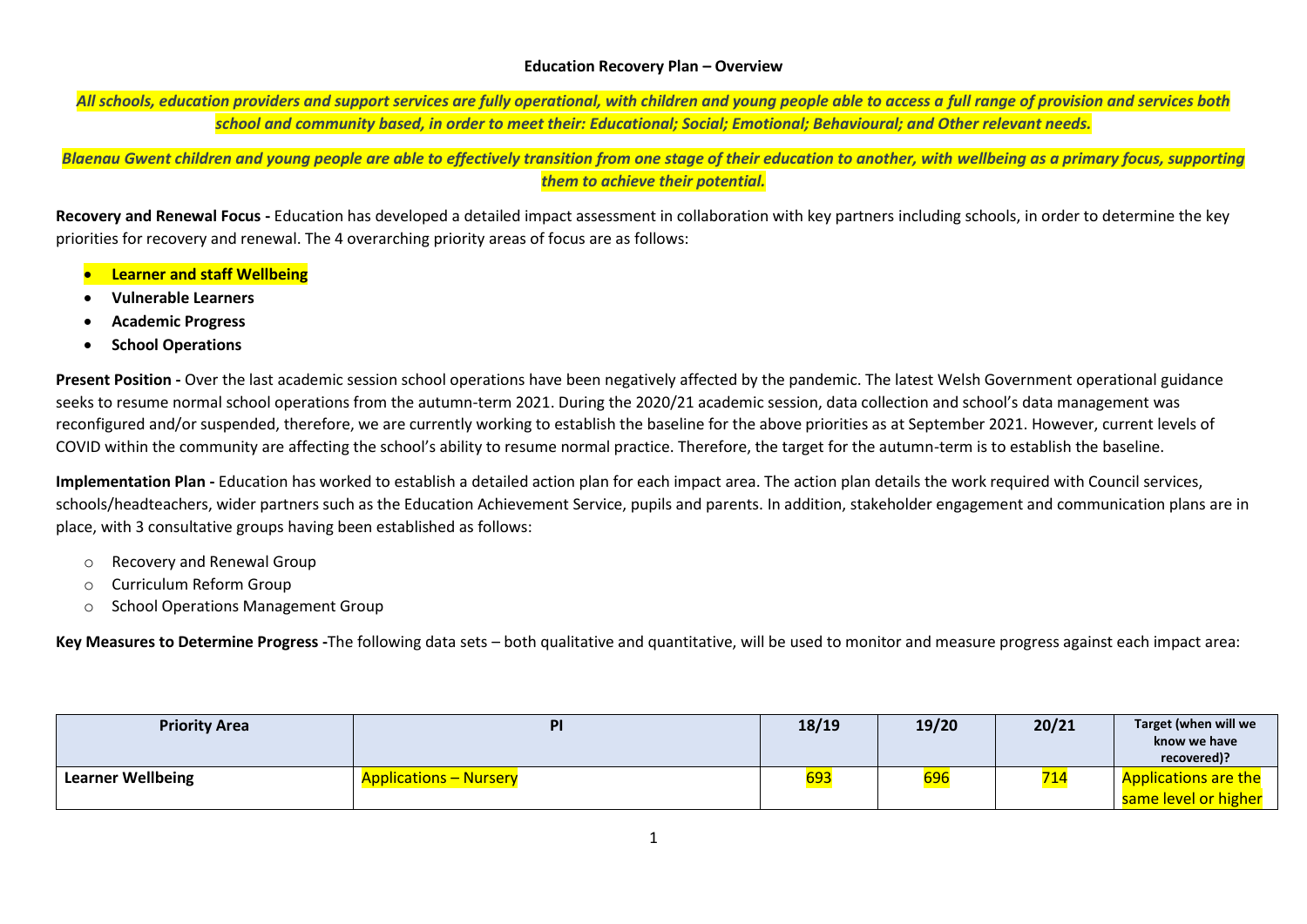**Education Recovery Plan – Overview**

***All schools, education providers and support services are fully operational, with children and young people able to access a full range of provision and services both school and community based, in order to meet their: Educational; Social; Emotional; Behavioural; and Other relevant needs.***

***Blaenau Gwent children and young people are able to effectively transition from one stage of their education to another, with wellbeing as a primary focus, supporting them to achieve their potential.***

**Recovery and Renewal Focus -** Education has developed a detailed impact assessment in collaboration with key partners including schools, in order to determine the key priorities for recovery and renewal. The 4 overarching priority areas of focus are as follows:

- **Learner and staff Wellbeing**
- **Vulnerable Learners**
- **Academic Progress**
- **School Operations**

**Present Position -** Over the last academic session school operations have been negatively affected by the pandemic. The latest Welsh Government operational guidance seeks to resume normal school operations from the autumn-term 2021. During the 2020/21 academic session, data collection and school's data management was reconfigured and/or suspended, therefore, we are currently working to establish the baseline for the above priorities as at September 2021. However, current levels of COVID within the community are affecting the school's ability to resume normal practice. Therefore, the target for the autumn-term is to establish the baseline.

**Implementation Plan -** Education has worked to establish a detailed action plan for each impact area. The action plan details the work required with Council services, schools/headteachers, wider partners such as the Education Achievement Service, pupils and parents. In addition, stakeholder engagement and communication plans are in place, with 3 consultative groups having been established as follows:

- Recovery and Renewal Group
- Curriculum Reform Group
- School Operations Management Group

**Key Measures to Determine Progress -**The following data sets – both qualitative and quantitative, will be used to monitor and measure progress against each impact area:

| Priority Area | PI | 18/19 | 19/20 | 20/21 | Target (when will we know we have recovered)? |
|---|---|---|---|---|---|
| **Learner Wellbeing** | Applications – Nursery | 693 | 696 | 714 | Applications are the same level or higher |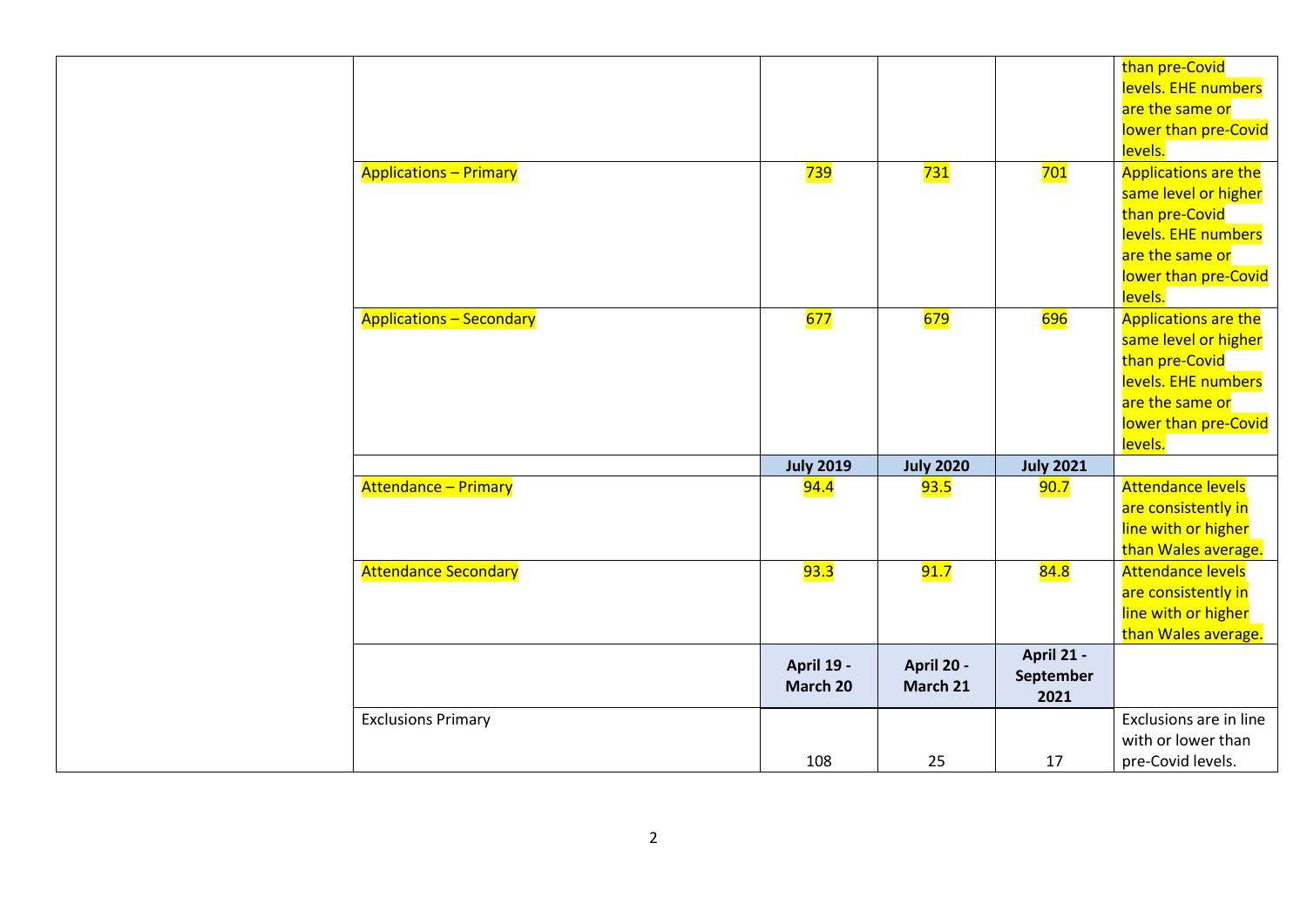| | | | | |
|---|---|---|---|---|
| | | | | than pre-Covid levels. EHE numbers are the same or lower than pre-Covid levels. |
| | Applications – Primary | 739 | 731 | 701 | Applications are the same level or higher than pre-Covid levels. EHE numbers are the same or lower than pre-Covid levels. |
| | Applications – Secondary | 677 | 679 | 696 | Applications are the same level or higher than pre-Covid levels. EHE numbers are the same or lower than pre-Covid levels. |
| | | **July 2019** | **July 2020** | **July 2021** | |
| | Attendance – Primary | 94.4 | 93.5 | 90.7 | Attendance levels are consistently in line with or higher than Wales average. |
| | Attendance Secondary | 93.3 | 91.7 | 84.8 | Attendance levels are consistently in line with or higher than Wales average. |
| | | **April 19 - March 20** | **April 20 - March 21** | **April 21 - September 2021** | |
| | Exclusions Primary | 108 | 25 | 17 | Exclusions are in line with or lower than pre-Covid levels. |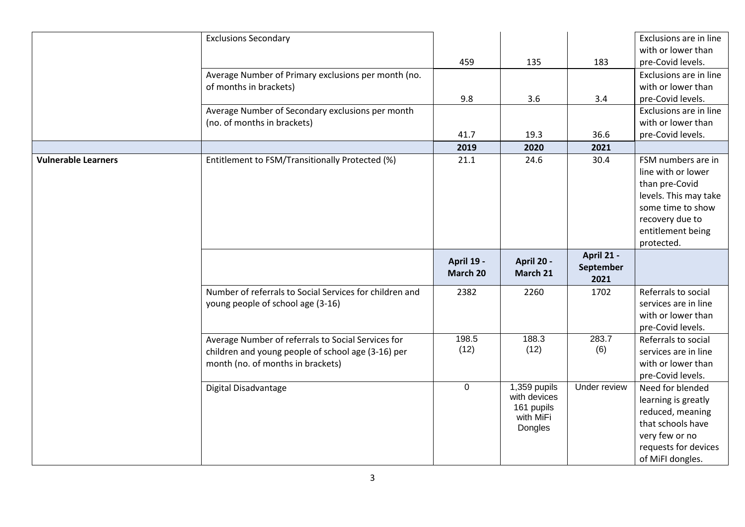|  |  |  |  |  |  |
|---|---|---|---|---|---|
|  | Exclusions Secondary | 459 | 135 | 183 | Exclusions are in line with or lower than pre-Covid levels. |
|  | Average Number of Primary exclusions per month (no. of months in brackets) | 9.8 | 3.6 | 3.4 | Exclusions are in line with or lower than pre-Covid levels. |
|  | Average Number of Secondary exclusions per month (no. of months in brackets) | 41.7 | 19.3 | 36.6 | Exclusions are in line with or lower than pre-Covid levels. |
|  |  | **2019** | **2020** | **2021** |  |
| **Vulnerable Learners** | Entitlement to FSM/Transitionally Protected (%) | 21.1 | 24.6 | 30.4 | FSM numbers are in line with or lower than pre-Covid levels. This may take some time to show recovery due to entitlement being protected. |
|  |  | **April 19 - March 20** | **April 20 - March 21** | **April 21 - September 2021** |  |
|  | Number of referrals to Social Services for children and young people of school age (3-16) | 2382 | 2260 | 1702 | Referrals to social services are in line with or lower than pre-Covid levels. |
|  | Average Number of referrals to Social Services for children and young people of school age (3-16) per month (no. of months in brackets) | 198.5 (12) | 188.3 (12) | 283.7 (6) | Referrals to social services are in line with or lower than pre-Covid levels. |
|  | Digital Disadvantage | 0 | 1,359 pupils with devices 161 pupils with MiFi Dongles | Under review | Need for blended learning is greatly reduced, meaning that schools have very few or no requests for devices of MiFI dongles. |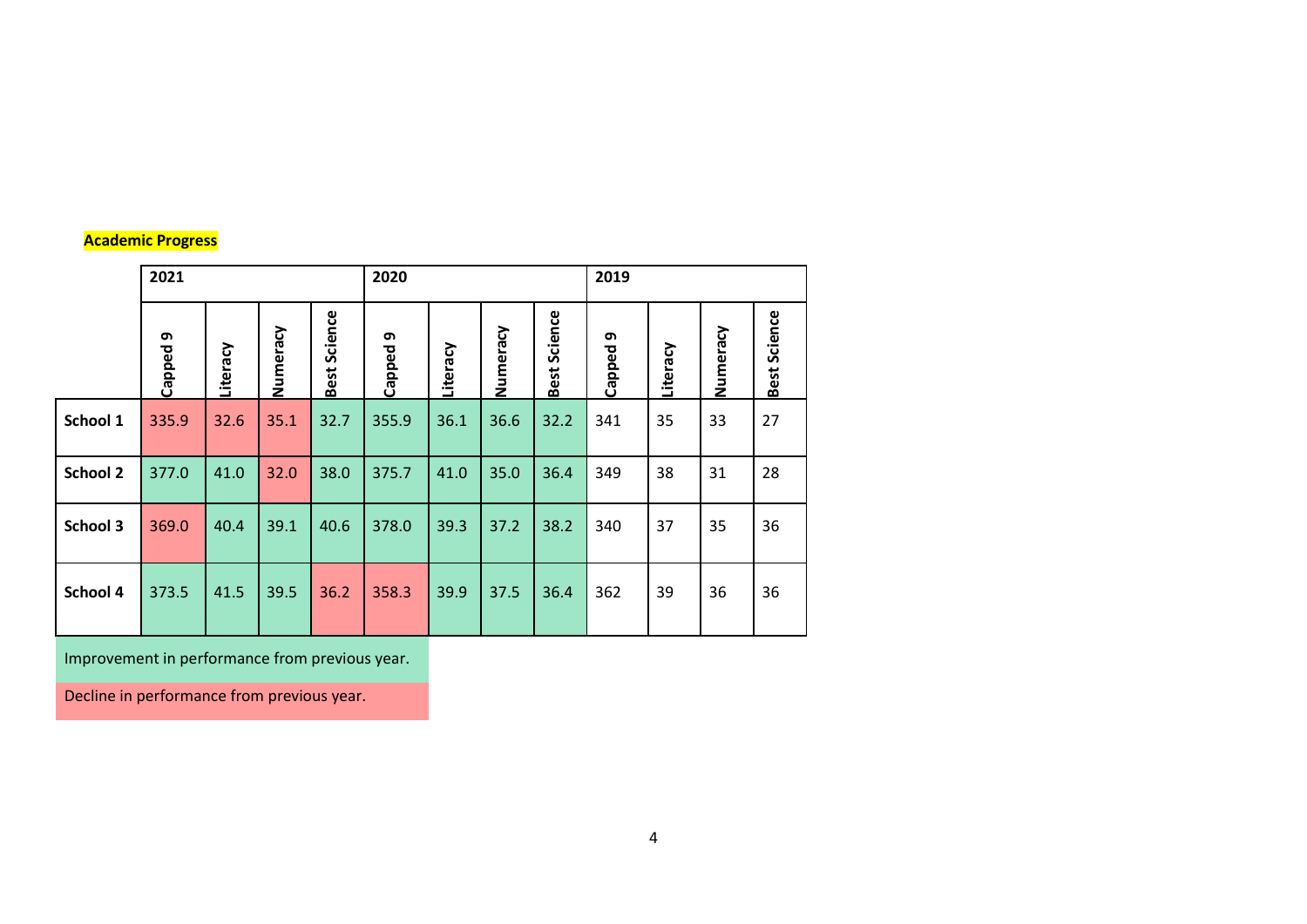**Academic Progress**

| | 2021 | | | | 2020 | | | | 2019 | | | |
|---|---|---|---|---|---|---|---|---|---|---|---|---|
| | Capped 9 | Literacy | Numeracy | Best Science | Capped 9 | Literacy | Numeracy | Best Science | Capped 9 | Literacy | Numeracy | Best Science |
| **School 1** | 335.9 | 32.6 | 35.1 | 32.7 | 355.9 | 36.1 | 36.6 | 32.2 | 341 | 35 | 33 | 27 |
| **School 2** | 377.0 | 41.0 | 32.0 | 38.0 | 375.7 | 41.0 | 35.0 | 36.4 | 349 | 38 | 31 | 28 |
| **School 3** | 369.0 | 40.4 | 39.1 | 40.6 | 378.0 | 39.3 | 37.2 | 38.2 | 340 | 37 | 35 | 36 |
| **School 4** | 373.5 | 41.5 | 39.5 | 36.2 | 358.3 | 39.9 | 37.5 | 36.4 | 362 | 39 | 36 | 36 |

Improvement in performance from previous year.

Decline in performance from previous year.